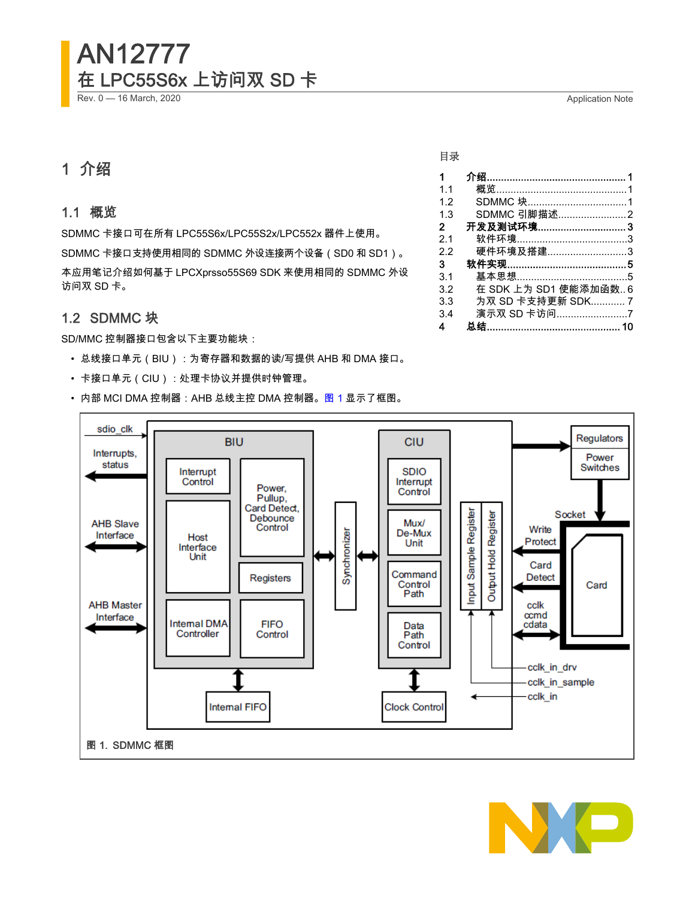# AN12777

## 在 LPC55S6x 上访问双 SD 卡

Rev. 0 — 16 March, 2020 Application Note

目录

| | | |
|---|---|---|
| 1 | 介绍 | 1 |
| 1.1 | 概览 | 1 |
| 1.2 | SDMMC 块 | 1 |
| 1.3 | SDMMC 引脚描述 | 2 |
| 2 | 开发及测试环境 | 3 |
| 2.1 | 软件环境 | 3 |
| 2.2 | 硬件环境及搭建 | 3 |
| 3 | 软件实现 | 5 |
| 3.1 | 基本思想 | 5 |
| 3.2 | 在 SDK 上为 SD1 使能添加函数 | 6 |
| 3.3 | 为双 SD 卡支持更新 SDK | 7 |
| 3.4 | 演示双 SD 卡访问 | 7 |
| 4 | 总结 | 10 |

## 1 介绍

### 1.1 概览

SDMMC 卡接口可在所有 LPC55S6x/LPC55S2x/LPC552x 器件上使用。

SDMMC 卡接口支持使用相同的 SDMMC 外设连接两个设备（SD0 和 SD1）。

本应用笔记介绍如何基于 LPCXprsso55S69 SDK 来使用相同的 SDMMC 外设访问双 SD 卡。

### 1.2 SDMMC 块

SD/MMC 控制器接口包含以下主要功能块：

- 总线接口单元（BIU）：为寄存器和数据的读/写提供 AHB 和 DMA 接口。
- 卡接口单元（CIU）：处理卡协议并提供时钟管理。
- 内部 MCI DMA 控制器：AHB 总线主控 DMA 控制器。图 1 显示了框图。

sdio_clk
Interrupts, status
AHB Slave Interface
AHB Master Interface
BIU
Interrupt Control
Power, Pullup, Card Detect, Debounce Control
Host Interface Unit
Registers
Internal DMA Controller
FIFO Control
Internal FIFO
Synchronizer
CIU
SDIO Interrupt Control
Mux/ De-Mux Unit
Command Control Path
Data Path Control
Clock Control
Input Sample Register
Output Hold Register
Regulators
Power Switches
Socket
Write Protect
Card Detect
cclk ccmd cdata
Card
cclk_in_drv
cclk_in_sample
cclk_in

图 1. SDMMC 框图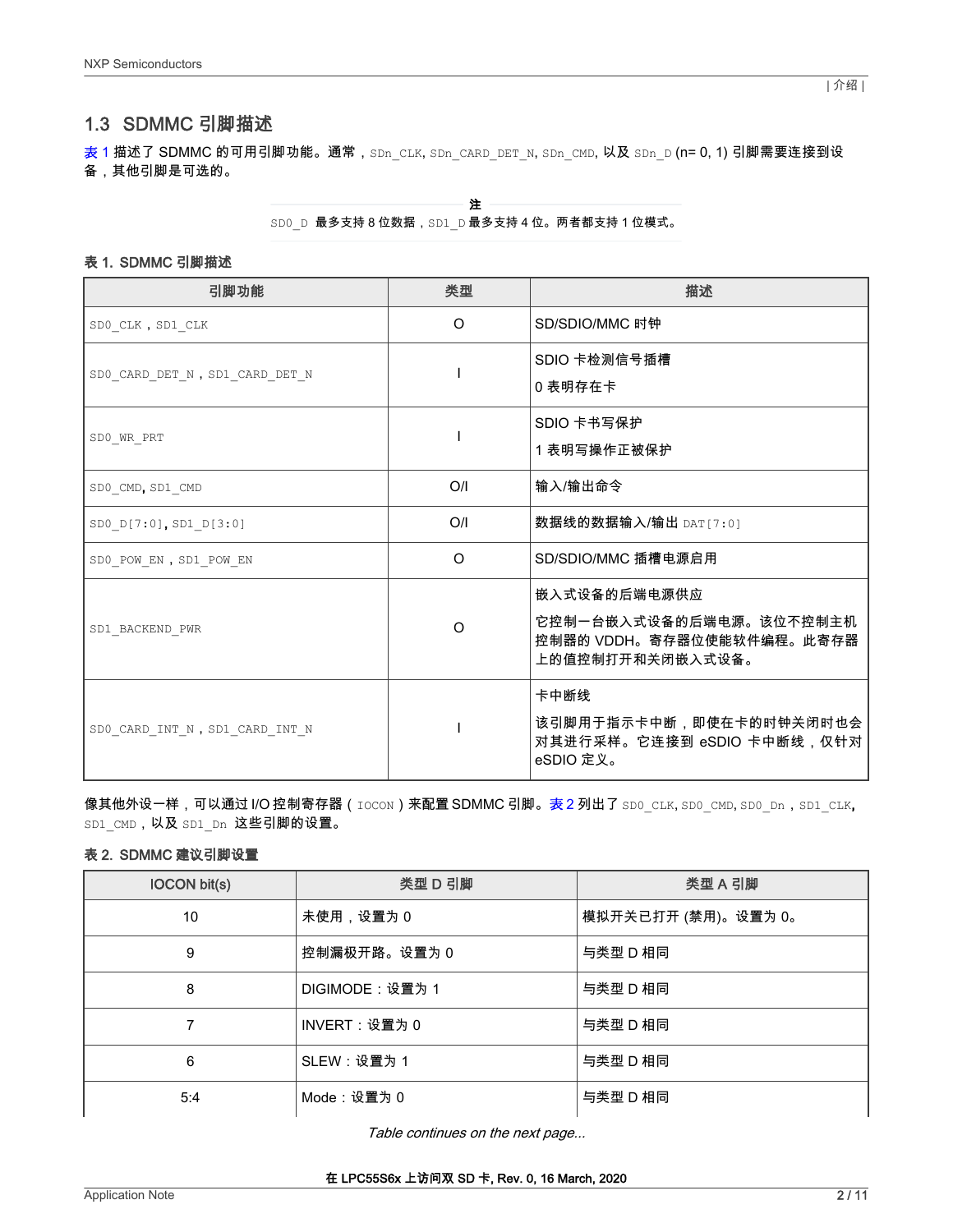## 1.3 SDMMC 引脚描述

表 1 描述了 SDMMC 的可用引脚功能。通常，SDn_CLK, SDn_CARD_DET_N, SDn_CMD, 以及 SDn_D (n= 0, 1) 引脚需要连接到设备，其他引脚是可选的。

**注**

SD0_D 最多支持 8 位数据，SD1_D 最多支持 4 位。两者都支持 1 位模式。

**表 1. SDMMC 引脚描述**

| 引脚功能 | 类型 | 描述 |
|---|---|---|
| SD0_CLK，SD1_CLK | O | SD/SDIO/MMC 时钟 |
| SD0_CARD_DET_N，SD1_CARD_DET_N | I | SDIO 卡检测信号插槽<br><br>0 表明存在卡 |
| SD0_WR_PRT | I | SDIO 卡书写保护<br><br>1 表明写操作正被保护 |
| SD0_CMD, SD1_CMD | O/I | 输入/输出命令 |
| SD0_D[7:0], SD1_D[3:0] | O/I | 数据线的数据输入/输出 DAT[7:0] |
| SD0_POW_EN，SD1_POW_EN | O | SD/SDIO/MMC 插槽电源启用 |
| SD1_BACKEND_PWR | O | 嵌入式设备的后端电源供应<br><br>它控制一台嵌入式设备的后端电源。该位不控制主机控制器的 VDDH。寄存器位使能软件编程。此寄存器上的值控制打开和关闭嵌入式设备。 |
| SD0_CARD_INT_N，SD1_CARD_INT_N | I | 卡中断线<br><br>该引脚用于指示卡中断，即使在卡的时钟关闭时也会对其进行采样。它连接到 eSDIO 卡中断线，仅针对 eSDIO 定义。 |

像其他外设一样，可以通过 I/O 控制寄存器（IOCON）来配置 SDMMC 引脚。表 2 列出了 SD0_CLK, SD0_CMD, SD0_Dn，SD1_CLK, SD1_CMD，以及 SD1_Dn 这些引脚的设置。

**表 2. SDMMC 建议引脚设置**

| IOCON bit(s) | 类型 D 引脚 | 类型 A 引脚 |
|---|---|---|
| 10 | 未使用，设置为 0 | 模拟开关已打开 (禁用)。设置为 0。 |
| 9 | 控制漏极开路。设置为 0 | 与类型 D 相同 |
| 8 | DIGIMODE：设置为 1 | 与类型 D 相同 |
| 7 | INVERT：设置为 0 | 与类型 D 相同 |
| 6 | SLEW：设置为 1 | 与类型 D 相同 |
| 5:4 | Mode：设置为 0 | 与类型 D 相同 |

*Table continues on the next page...*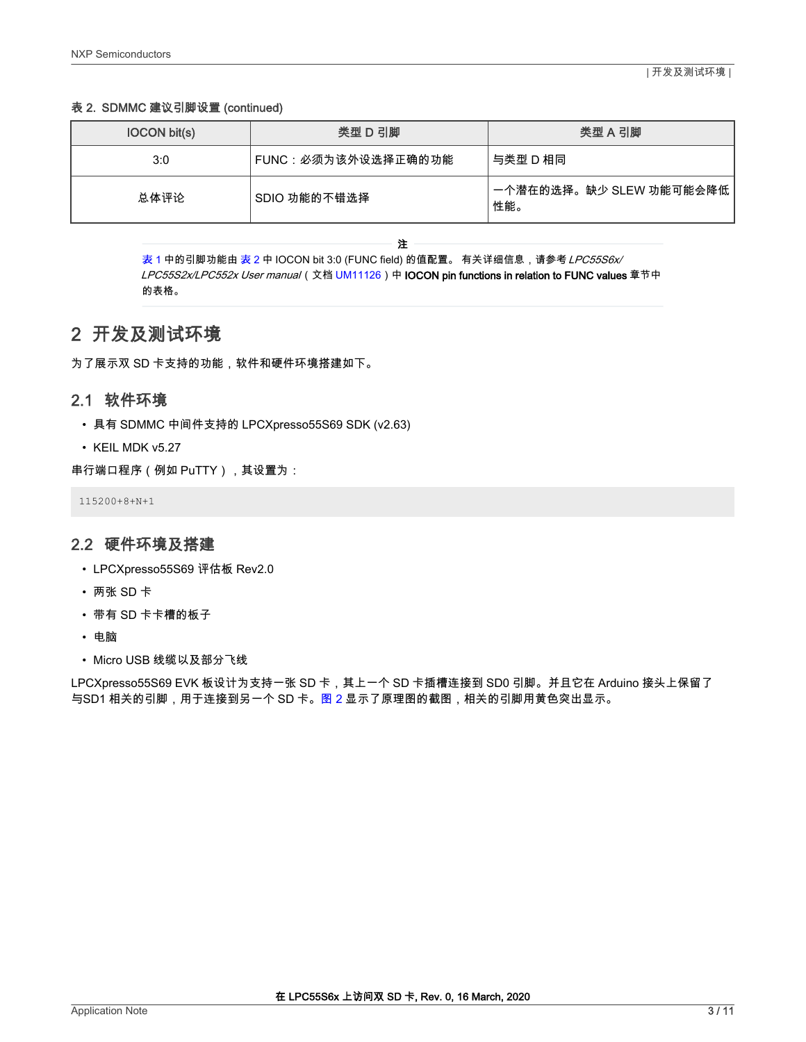表 2. SDMMC 建议引脚设置 (continued)

| IOCON bit(s) | 类型 D 引脚 | 类型 A 引脚 |
|---|---|---|
| 3:0 | FUNC：必须为该外设选择正确的功能 | 与类型 D 相同 |
| 总体评论 | SDIO 功能的不错选择 | 一个潜在的选择。缺少 SLEW 功能可能会降低性能。 |

**注**

表 1 中的引脚功能由 表 2 中 IOCON bit 3:0 (FUNC field) 的值配置。 有关详细信息，请参考 *LPC55S6x/LPC55S2x/LPC552x User manual*（文档 UM11126）中 **IOCON pin functions in relation to FUNC values** 章节中的表格。

## 2 开发及测试环境

为了展示双 SD 卡支持的功能，软件和硬件环境搭建如下。

### 2.1 软件环境

- 具有 SDMMC 中间件支持的 LPCXpresso55S69 SDK (v2.63)
- KEIL MDK v5.27

串行端口程序（例如 PuTTY），其设置为：

```
115200+8+N+1
```

### 2.2 硬件环境及搭建

- LPCXpresso55S69 评估板 Rev2.0
- 两张 SD 卡
- 带有 SD 卡卡槽的板子
- 电脑
- Micro USB 线缆以及部分飞线

LPCXpresso55S69 EVK 板设计为支持一张 SD 卡，其上一个 SD 卡插槽连接到 SD0 引脚。并且它在 Arduino 接头上保留了与SD1 相关的引脚，用于连接到另一个 SD 卡。图 2 显示了原理图的截图，相关的引脚用黄色突出显示。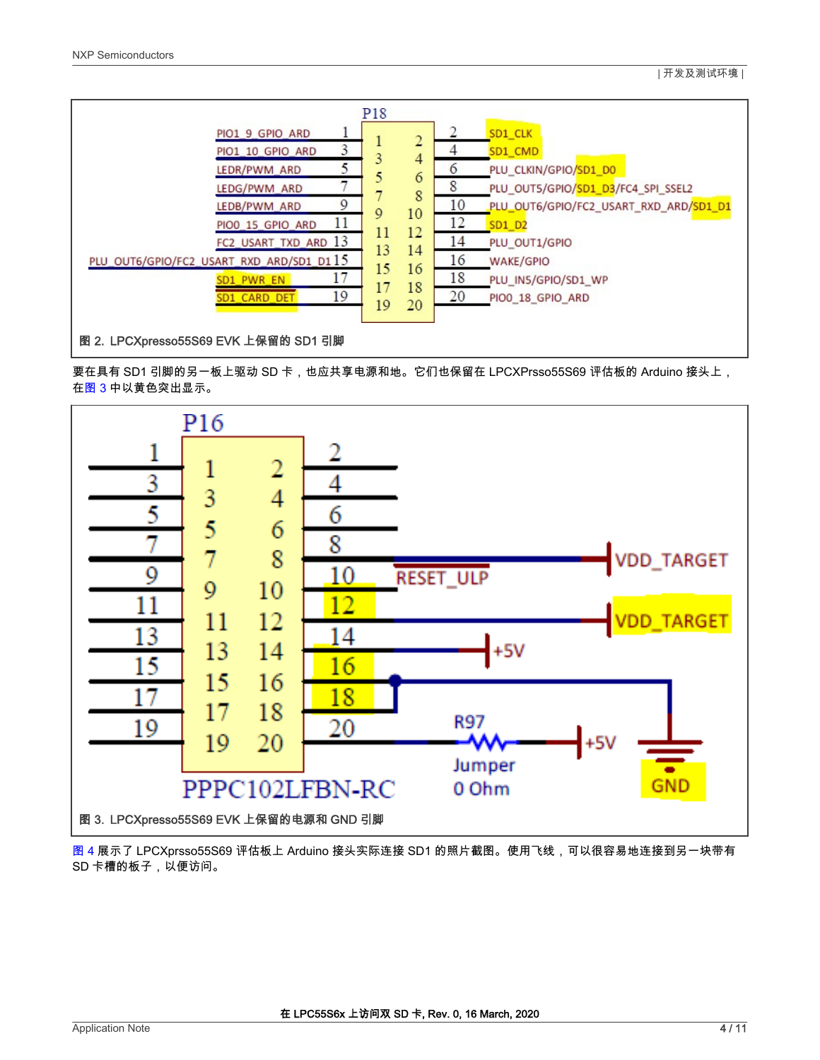P18

PIO1_9_GPIO_ARD 1
PIO1_10_GPIO_ARD 3
LEDR/PWM_ARD 5
LEDG/PWM_ARD 7
LEDB/PWM_ARD 9
PIO0_15_GPIO_ARD 11
FC2_USART_TXD_ARD 13
PLU_OUT6/GPIO/FC2_USART_RXD_ARD/SD1_D1 15
SD1_PWR_EN 17
SD1_CARD_DET 19

2 SD1_CLK
4 SD1_CMD
6 PLU_CLKIN/GPIO/SD1_D0
8 PLU_OUT5/GPIO/SD1_D3/FC4_SPI_SSEL2
10 PLU_OUT6/GPIO/FC2_USART_RXD_ARD/SD1_D1
12 SD1_D2
14 PLU_OUT1/GPIO
16 WAKE/GPIO
18 PLU_IN5/GPIO/SD1_WP
20 PIO0_18_GPIO_ARD

图 2. LPCXpresso55S69 EVK 上保留的 SD1 引脚

要在具有 SD1 引脚的另一板上驱动 SD 卡，也应共享电源和地。它们也保留在 LPCXPrsso55S69 评估板的 Arduino 接头上，在图 3 中以黄色突出显示。

P16

1 3 5 7 9 11 13 15 17 19

2 4 6 8 10 12 14 16 18 20

VDD_TARGET
RESET_ULP
VDD_TARGET
+5V
R97
Jumper
0 Ohm
+5V
GND
PPPC102LFBN-RC

图 3. LPCXpresso55S69 EVK 上保留的电源和 GND 引脚

图 4 展示了 LPCXprsso55S69 评估板上 Arduino 接头实际连接 SD1 的照片截图。使用飞线，可以很容易地连接到另一块带有 SD 卡槽的板子，以便访问。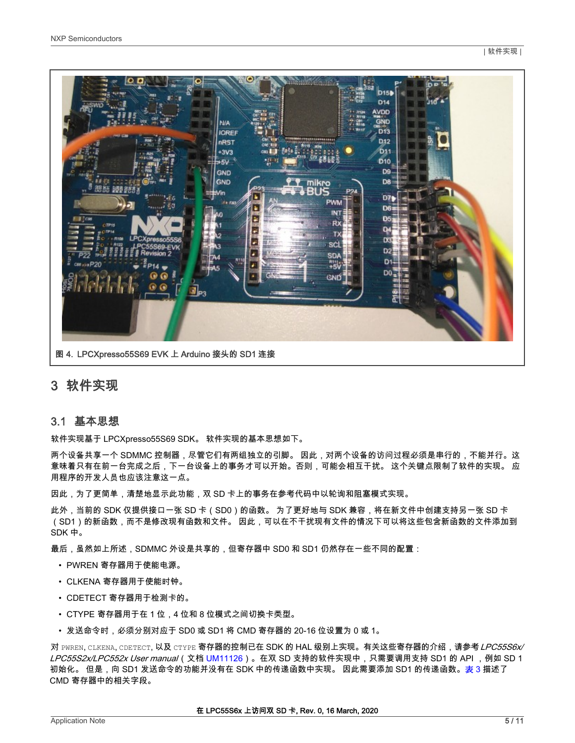图 4. LPCXpresso55S69 EVK 上 Arduino 接头的 SD1 连接

## 3 软件实现

### 3.1 基本思想

软件实现基于 LPCXpresso55S69 SDK。 软件实现的基本思想如下。

两个设备共享一个 SDMMC 控制器，尽管它们有两组独立的引脚。 因此，对两个设备的访问过程必须是串行的，不能并行。这意味着只有在前一台完成之后，下一台设备上的事务才可以开始。否则，可能会相互干扰。 这个关键点限制了软件的实现。 应用程序的开发人员也应该注意这一点。

因此，为了更简单，清楚地显示此功能，双 SD 卡上的事务在参考代码中以轮询和阻塞模式实现。

此外，当前的 SDK 仅提供接口一张 SD 卡（SD0）的函数。 为了更好地与 SDK 兼容，将在新文件中创建支持另一张 SD 卡（SD1）的新函数，而不是修改现有函数和文件。 因此，可以在不干扰现有文件的情况下可以将这些包含新函数的文件添加到 SDK 中。

最后，虽然如上所述，SDMMC 外设是共享的，但寄存器中 SD0 和 SD1 仍然存在一些不同的配置：

- PWREN 寄存器用于使能电源。
- CLKENA 寄存器用于使能时钟。
- CDETECT 寄存器用于检测卡的。
- CTYPE 寄存器用于在 1 位，4 位和 8 位模式之间切换卡类型。
- 发送命令时，必须分别对应于 SD0 或 SD1 将 CMD 寄存器的 20-16 位设置为 0 或 1。

对 `PWREN`, `CLKENA`, `CDETECT`, 以及 `CTYPE` 寄存器的控制已在 SDK 的 HAL 级别上实现。有关这些寄存器的介绍，请参考 *LPC55S6x/LPC55S2x/LPC552x User manual*（文档 UM11126）。在双 SD 支持的软件实现中，只需要调用支持 SD1 的 API ，例如 SD 1 初始化。 但是，向 SD1 发送命令的功能并没有在 SDK 中的传递函数中实现。 因此需要添加 SD1 的传递函数。表 3 描述了 CMD 寄存器中的相关字段。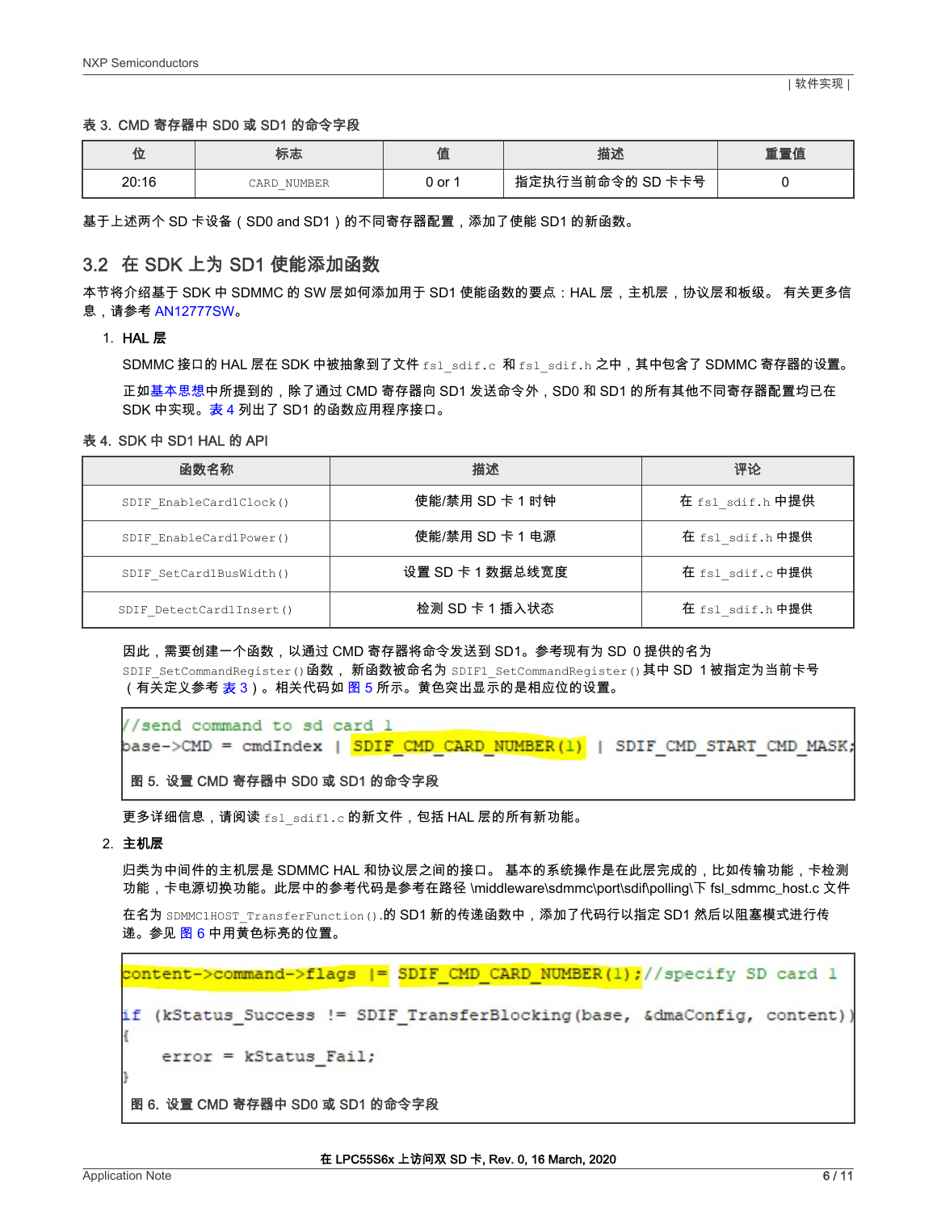表 3. CMD 寄存器中 SD0 或 SD1 的命令字段

| 位 | 标志 | 值 | 描述 | 重置值 |
| --- | --- | --- | --- | --- |
| 20:16 | `CARD_NUMBER` | 0 or 1 | 指定执行当前命令的 SD 卡卡号 | 0 |

基于上述两个 SD 卡设备（SD0 and SD1）的不同寄存器配置，添加了使能 SD1 的新函数。

## 3.2 在 SDK 上为 SD1 使能添加函数

本节将介绍基于 SDK 中 SDMMC 的 SW 层如何添加用于 SD1 使能函数的要点：HAL 层，主机层，协议层和板级。 有关更多信息，请参考 AN12777SW。

1. **HAL 层**

   SDMMC 接口的 HAL 层在 SDK 中被抽象到了文件 `fsl_sdif.c` 和 `fsl_sdif.h` 之中，其中包含了 SDMMC 寄存器的设置。

   正如基本思想中所提到的，除了通过 CMD 寄存器向 SD1 发送命令外，SD0 和 SD1 的所有其他不同寄存器配置均已在 SDK 中实现。表 4 列出了 SD1 的函数应用程序接口。

表 4. SDK 中 SD1 HAL 的 API

| 函数名称 | 描述 | 评论 |
| --- | --- | --- |
| `SDIF_EnableCard1Clock()` | 使能/禁用 SD 卡 1 时钟 | 在 `fsl_sdif.h` 中提供 |
| `SDIF_EnableCard1Power()` | 使能/禁用 SD 卡 1 电源 | 在 `fsl_sdif.h` 中提供 |
| `SDIF_SetCard1BusWidth()` | 设置 SD 卡 1 数据总线宽度 | 在 `fsl_sdif.c` 中提供 |
| `SDIF_DetectCard1Insert()` | 检测 SD 卡 1 插入状态 | 在 `fsl_sdif.h` 中提供 |

   因此，需要创建一个函数，以通过 CMD 寄存器将命令发送到 SD1。参考现有为 SD 0 提供的名为 `SDIF_SetCommandRegister()` 函数， 新函数被命名为 `SDIF1_SetCommandRegister()` 其中 SD 1 被指定为当前卡号（有关定义参考 表 3）。相关代码如 图 5 所示。黄色突出显示的是相应位的设置。

```
//send command to sd card 1
base->CMD = cmdIndex | SDIF_CMD_CARD_NUMBER(1) | SDIF_CMD_START_CMD_MASK;
```

图 5. 设置 CMD 寄存器中 SD0 或 SD1 的命令字段

   更多详细信息，请阅读 `fsl_sdif1.c` 的新文件，包括 HAL 层的所有新功能。

2. **主机层**

   归类为中间件的主机层是 SDMMC HAL 和协议层之间的接口。 基本的系统操作是在此层完成的，比如传输功能，卡检测功能，卡电源切换功能。此层中的参考代码是参考在路径 \middleware\sdmmc\port\sdif\polling\下 fsl_sdmmc_host.c 文件

   在名为 `SDMMC1HOST_TransferFunction()`.的 SD1 新的传递函数中，添加了代码行以指定 SD1 然后以阻塞模式进行传递。参见 图 6 中用黄色标亮的位置。

```
content->command->flags |= SDIF_CMD_CARD_NUMBER(1);//specify SD card 1

if (kStatus_Success != SDIF_TransferBlocking(base, &dmaConfig, content))
{
    error = kStatus_Fail;
}
```

图 6. 设置 CMD 寄存器中 SD0 或 SD1 的命令字段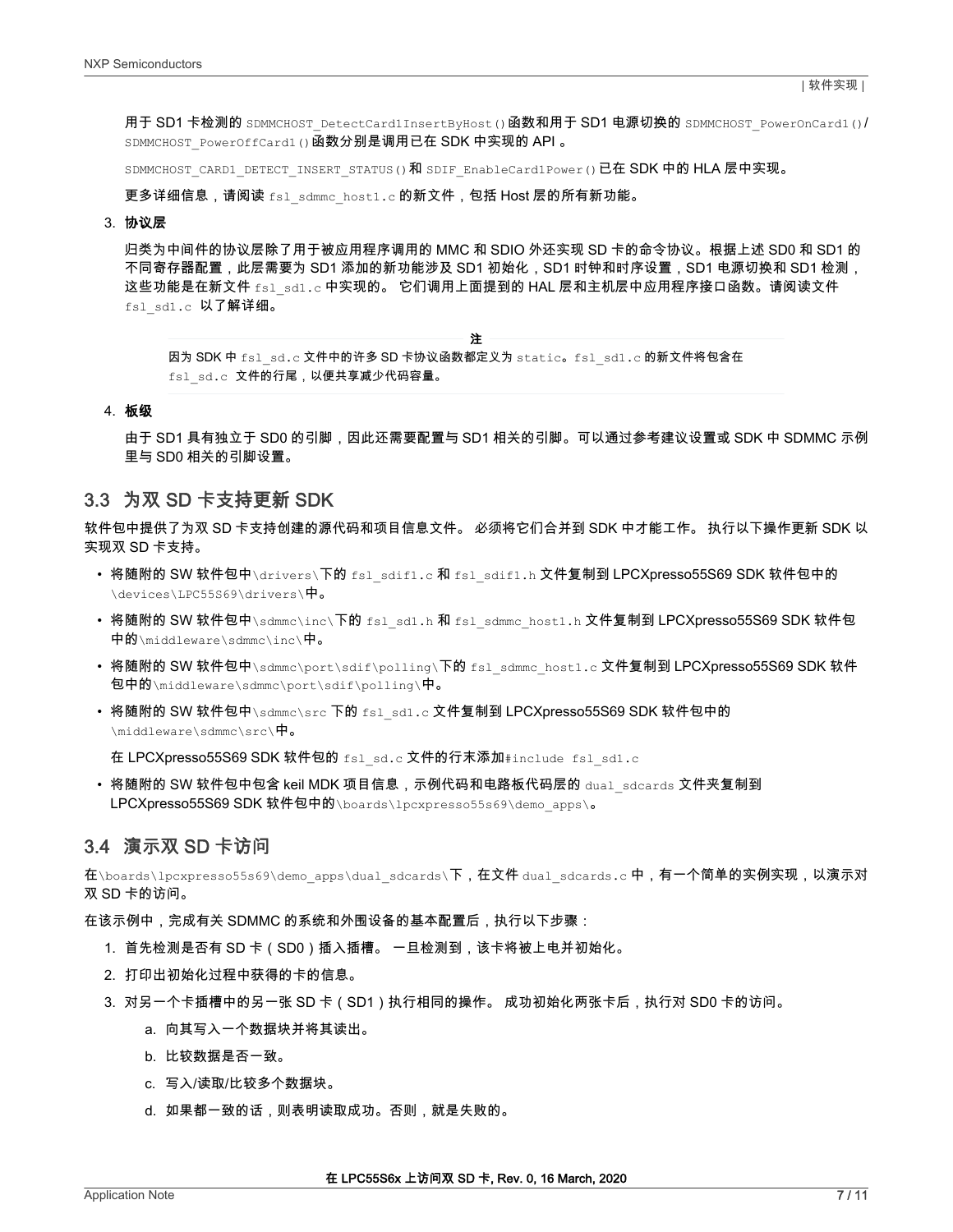用于 SD1 卡检测的 `SDMMCHOST_DetectCard1InsertByHost()`函数和用于 SD1 电源切换的 `SDMMCHOST_PowerOnCard1()`/ `SDMMCHOST_PowerOffCard1()`函数分别是调用已在 SDK 中实现的 API 。

`SDMMCHOST_CARD1_DETECT_INSERT_STATUS()`和 `SDIF_EnableCard1Power()`已在 SDK 中的 HLA 层中实现。

更多详细信息，请阅读 `fsl_sdmmc_host1.c` 的新文件，包括 Host 层的所有新功能。

3. **协议层**

   归类为中间件的协议层除了用于被应用程序调用的 MMC 和 SDIO 外还实现 SD 卡的命令协议。根据上述 SD0 和 SD1 的不同寄存器配置，此层需要为 SD1 添加的新功能涉及 SD1 初始化，SD1 时钟和时序设置，SD1 电源切换和 SD1 检测，这些功能是在新文件 `fsl_sd1.c` 中实现的。 它们调用上面提到的 HAL 层和主机层中应用程序接口函数。请阅读文件 `fsl_sd1.c` 以了解详细。

   > **注**
   >
   > 因为 SDK 中 `fsl_sd.c` 文件中的许多 SD 卡协议函数都定义为 `static`。`fsl_sd1.c` 的新文件将包含在 `fsl_sd.c` 文件的行尾，以便共享减少代码容量。

4. **板级**

   由于 SD1 具有独立于 SD0 的引脚，因此还需要配置与 SD1 相关的引脚。可以通过参考建议设置或 SDK 中 SDMMC 示例里与 SD0 相关的引脚设置。

## 3.3 为双 SD 卡支持更新 SDK

软件包中提供了为双 SD 卡支持创建的源代码和项目信息文件。 必须将它们合并到 SDK 中才能工作。 执行以下操作更新 SDK 以实现双 SD 卡支持。

- 将随附的 SW 软件包中`\drivers\`下的 `fsl_sdif1.c` 和 `fsl_sdif1.h` 文件复制到 LPCXpresso55S69 SDK 软件包中的`\devices\LPC55S69\drivers\`中。
- 将随附的 SW 软件包中`\sdmmc\inc\`下的 `fsl_sd1.h` 和 `fsl_sdmmc_host1.h` 文件复制到 LPCXpresso55S69 SDK 软件包中的`\middleware\sdmmc\inc\`中。
- 将随附的 SW 软件包中`\sdmmc\port\sdif\polling\`下的 `fsl_sdmmc_host1.c` 文件复制到 LPCXpresso55S69 SDK 软件包中的`\middleware\sdmmc\port\sdif\polling\`中。
- 将随附的 SW 软件包中`\sdmmc\src` 下的 `fsl_sd1.c` 文件复制到 LPCXpresso55S69 SDK 软件包中的`\middleware\sdmmc\src\`中。

  在 LPCXpresso55S69 SDK 软件包的 `fsl_sd.c` 文件的行末添加`#include fsl_sd1.c`
- 将随附的 SW 软件包中包含 keil MDK 项目信息，示例代码和电路板代码层的 `dual_sdcards` 文件夹复制到 LPCXpresso55S69 SDK 软件包中的`\boards\lpcxpresso55s69\demo_apps\`。

## 3.4 演示双 SD 卡访问

在`\boards\lpcxpresso55s69\demo_apps\dual_sdcards\`下，在文件 `dual_sdcards.c` 中，有一个简单的实例实现，以演示对双 SD 卡的访问。

在该示例中，完成有关 SDMMC 的系统和外围设备的基本配置后，执行以下步骤：

1. 首先检测是否有 SD 卡（SD0）插入插槽。 一旦检测到，该卡将被上电并初始化。
2. 打印出初始化过程中获得的卡的信息。
3. 对另一个卡插槽中的另一张 SD 卡（SD1）执行相同的操作。 成功初始化两张卡后，执行对 SD0 卡的访问。
   a. 向其写入一个数据块并将其读出。
   b. 比较数据是否一致。
   c. 写入/读取/比较多个数据块。
   d. 如果都一致的话，则表明读取成功。否则，就是失败的。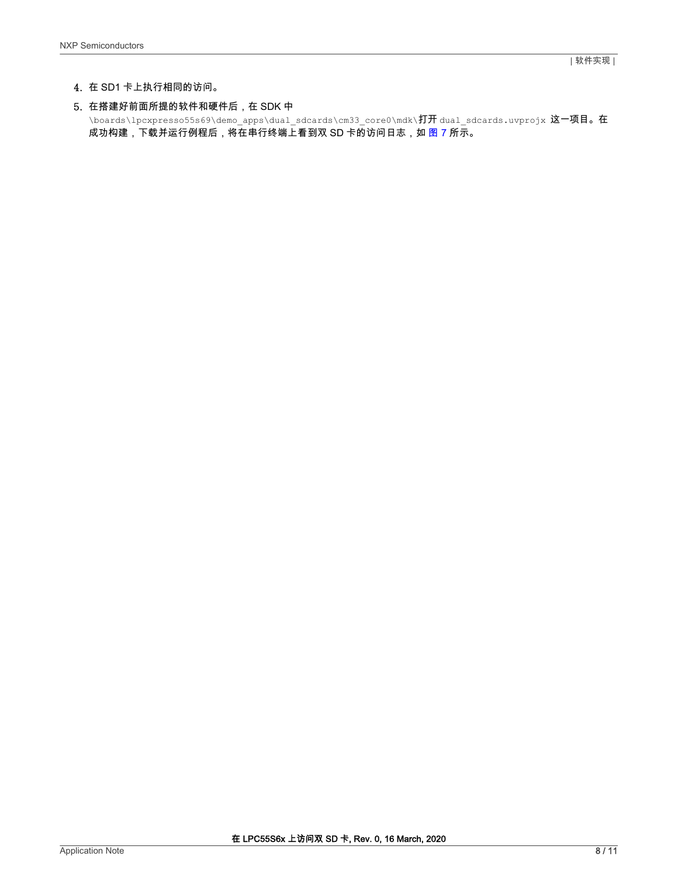4. 在 SD1 卡上执行相同的访问。
5. 在搭建好前面所提的软件和硬件后，在 SDK 中 `\boards\lpcxpresso55s69\demo_apps\dual_sdcards\cm33_core0\mdk\`打开 `dual_sdcards.uvprojx` 这一项目。在成功构建，下载并运行例程后，将在串行终端上看到双 SD 卡的访问日志，如 图 7 所示。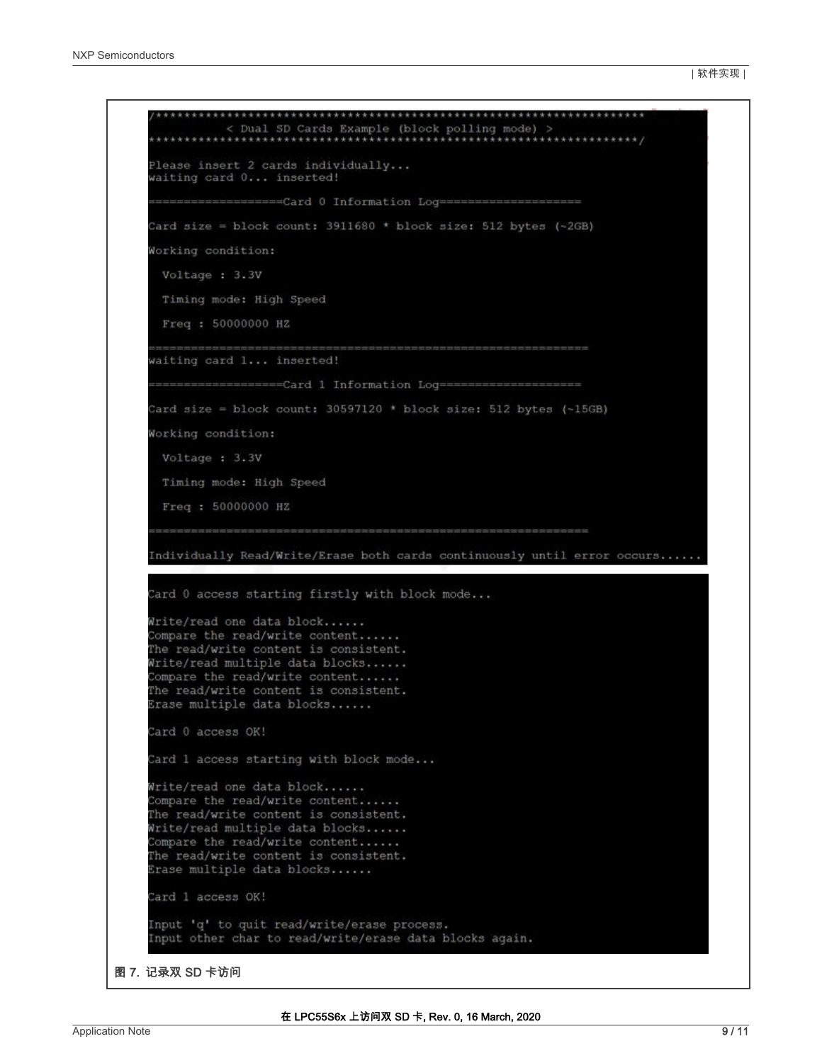```
/***********************************************************************
           < Dual SD Cards Example (block polling mode) >
***********************************************************************/

Please insert 2 cards individually...
waiting card 0... inserted!

===================Card 0 Information Log====================

Card size = block count: 3911680 * block size: 512 bytes (~2GB)

Working condition:

  Voltage : 3.3V

  Timing mode: High Speed

  Freq : 50000000 HZ

==============================================================
waiting card 1... inserted!

===================Card 1 Information Log====================

Card size = block count: 30597120 * block size: 512 bytes (~15GB)

Working condition:

  Voltage : 3.3V

  Timing mode: High Speed

  Freq : 50000000 HZ

==============================================================

Individually Read/Write/Erase both cards continuously until error occurs......
```

```
Card 0 access starting firstly with block mode...

Write/read one data block......
Compare the read/write content......
The read/write content is consistent.
Write/read multiple data blocks......
Compare the read/write content......
The read/write content is consistent.
Erase multiple data blocks......

Card 0 access OK!

Card 1 access starting with block mode...

Write/read one data block......
Compare the read/write content......
The read/write content is consistent.
Write/read multiple data blocks......
Compare the read/write content......
The read/write content is consistent.
Erase multiple data blocks......

Card 1 access OK!

Input 'q' to quit read/write/erase process.
Input other char to read/write/erase data blocks again.
```

**图 7. 记录双 SD 卡访问**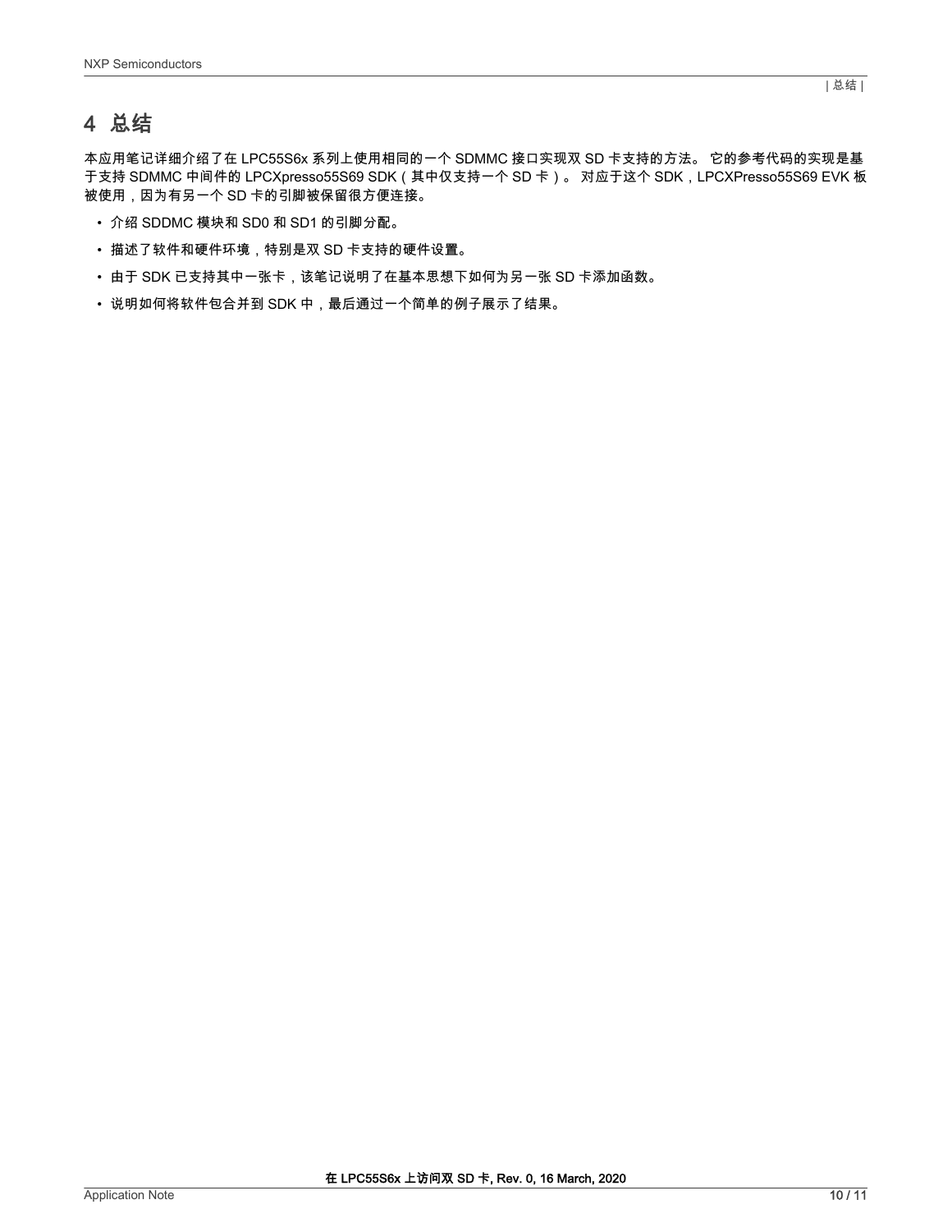# 4 总结

本应用笔记详细介绍了在 LPC55S6x 系列上使用相同的一个 SDMMC 接口实现双 SD 卡支持的方法。 它的参考代码的实现是基于支持 SDMMC 中间件的 LPCXpresso55S69 SDK（其中仅支持一个 SD 卡）。 对应于这个 SDK，LPCXPresso55S69 EVK 板被使用，因为有另一个 SD 卡的引脚被保留很方便连接。

- 介绍 SDDMC 模块和 SD0 和 SD1 的引脚分配。
- 描述了软件和硬件环境，特别是双 SD 卡支持的硬件设置。
- 由于 SDK 已支持其中一张卡，该笔记说明了在基本思想下如何为另一张 SD 卡添加函数。
- 说明如何将软件包合并到 SDK 中，最后通过一个简单的例子展示了结果。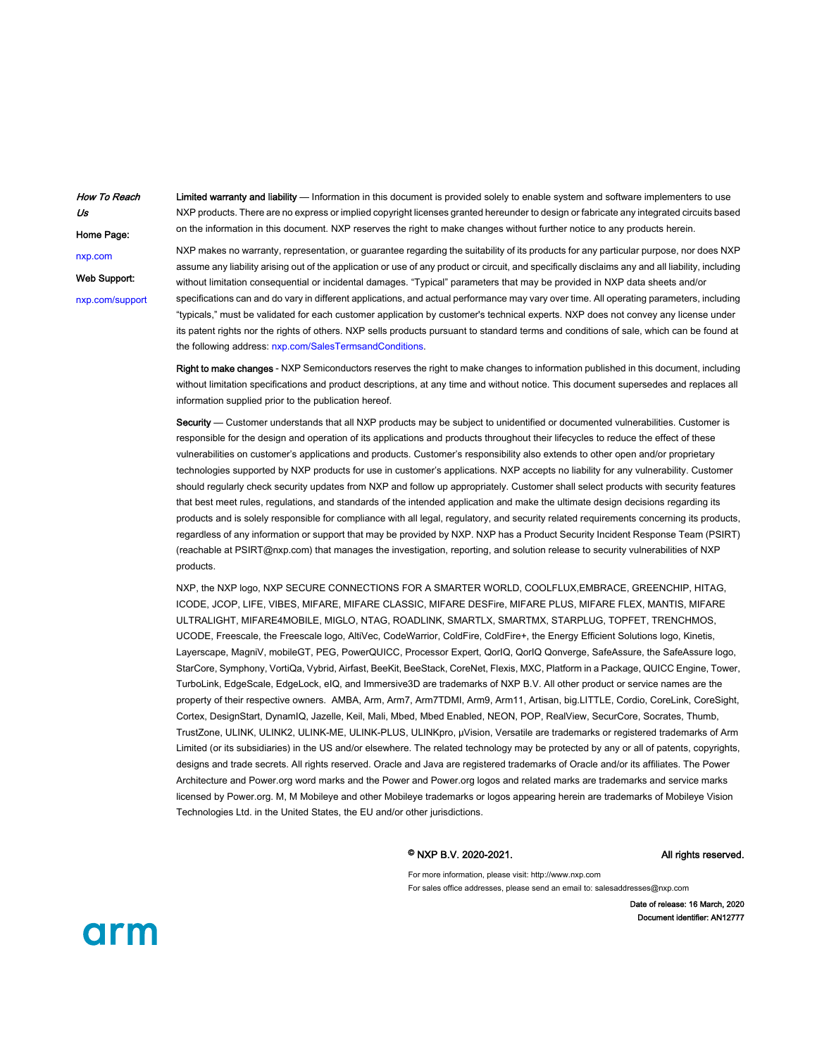*How To Reach Us*

**Home Page:**

nxp.com

**Web Support:**

nxp.com/support

**Limited warranty and liability** — Information in this document is provided solely to enable system and software implementers to use NXP products. There are no express or implied copyright licenses granted hereunder to design or fabricate any integrated circuits based on the information in this document. NXP reserves the right to make changes without further notice to any products herein.

NXP makes no warranty, representation, or guarantee regarding the suitability of its products for any particular purpose, nor does NXP assume any liability arising out of the application or use of any product or circuit, and specifically disclaims any and all liability, including without limitation consequential or incidental damages. "Typical" parameters that may be provided in NXP data sheets and/or specifications can and do vary in different applications, and actual performance may vary over time. All operating parameters, including "typicals," must be validated for each customer application by customer's technical experts. NXP does not convey any license under its patent rights nor the rights of others. NXP sells products pursuant to standard terms and conditions of sale, which can be found at the following address: nxp.com/SalesTermsandConditions.

**Right to make changes** - NXP Semiconductors reserves the right to make changes to information published in this document, including without limitation specifications and product descriptions, at any time and without notice. This document supersedes and replaces all information supplied prior to the publication hereof.

**Security** — Customer understands that all NXP products may be subject to unidentified or documented vulnerabilities. Customer is responsible for the design and operation of its applications and products throughout their lifecycles to reduce the effect of these vulnerabilities on customer's applications and products. Customer's responsibility also extends to other open and/or proprietary technologies supported by NXP products for use in customer's applications. NXP accepts no liability for any vulnerability. Customer should regularly check security updates from NXP and follow up appropriately. Customer shall select products with security features that best meet rules, regulations, and standards of the intended application and make the ultimate design decisions regarding its products and is solely responsible for compliance with all legal, regulatory, and security related requirements concerning its products, regardless of any information or support that may be provided by NXP. NXP has a Product Security Incident Response Team (PSIRT) (reachable at PSIRT@nxp.com) that manages the investigation, reporting, and solution release to security vulnerabilities of NXP products.

NXP, the NXP logo, NXP SECURE CONNECTIONS FOR A SMARTER WORLD, COOLFLUX,EMBRACE, GREENCHIP, HITAG, ICODE, JCOP, LIFE, VIBES, MIFARE, MIFARE CLASSIC, MIFARE DESFire, MIFARE PLUS, MIFARE FLEX, MANTIS, MIFARE ULTRALIGHT, MIFARE4MOBILE, MIGLO, NTAG, ROADLINK, SMARTLX, SMARTMX, STARPLUG, TOPFET, TRENCHMOS, UCODE, Freescale, the Freescale logo, AltiVec, CodeWarrior, ColdFire, ColdFire+, the Energy Efficient Solutions logo, Kinetis, Layerscape, MagniV, mobileGT, PEG, PowerQUICC, Processor Expert, QorIQ, QorIQ Qonverge, SafeAssure, the SafeAssure logo, StarCore, Symphony, VortiQa, Vybrid, Airfast, BeeKit, BeeStack, CoreNet, Flexis, MXC, Platform in a Package, QUICC Engine, Tower, TurboLink, EdgeScale, EdgeLock, eIQ, and Immersive3D are trademarks of NXP B.V. All other product or service names are the property of their respective owners. AMBA, Arm, Arm7, Arm7TDMI, Arm9, Arm11, Artisan, big.LITTLE, Cordio, CoreLink, CoreSight, Cortex, DesignStart, DynamIQ, Jazelle, Keil, Mali, Mbed, Mbed Enabled, NEON, POP, RealView, SecurCore, Socrates, Thumb, TrustZone, ULINK, ULINK2, ULINK-ME, ULINK-PLUS, ULINKpro, µVision, Versatile are trademarks or registered trademarks of Arm Limited (or its subsidiaries) in the US and/or elsewhere. The related technology may be protected by any or all of patents, copyrights, designs and trade secrets. All rights reserved. Oracle and Java are registered trademarks of Oracle and/or its affiliates. The Power Architecture and Power.org word marks and the Power and Power.org logos and related marks are trademarks and service marks licensed by Power.org. M, M Mobileye and other Mobileye trademarks or logos appearing herein are trademarks of Mobileye Vision Technologies Ltd. in the United States, the EU and/or other jurisdictions.

**© NXP B.V. 2020-2021. All rights reserved.**

For more information, please visit: http://www.nxp.com

For sales office addresses, please send an email to: salesaddresses@nxp.com

**Date of release: 16 March, 2020**

**Document identifier: AN12777**

arm